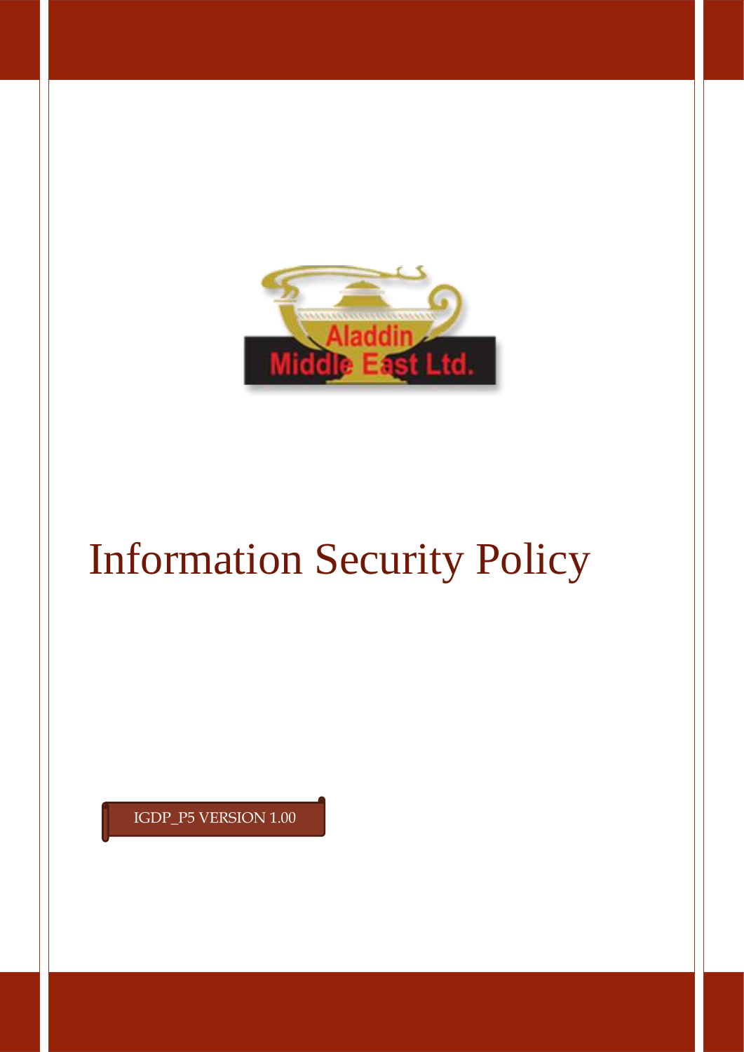Aladdin Middle East Ltd.

# Information Security Policy

IGDP_P5 VERSION 1.00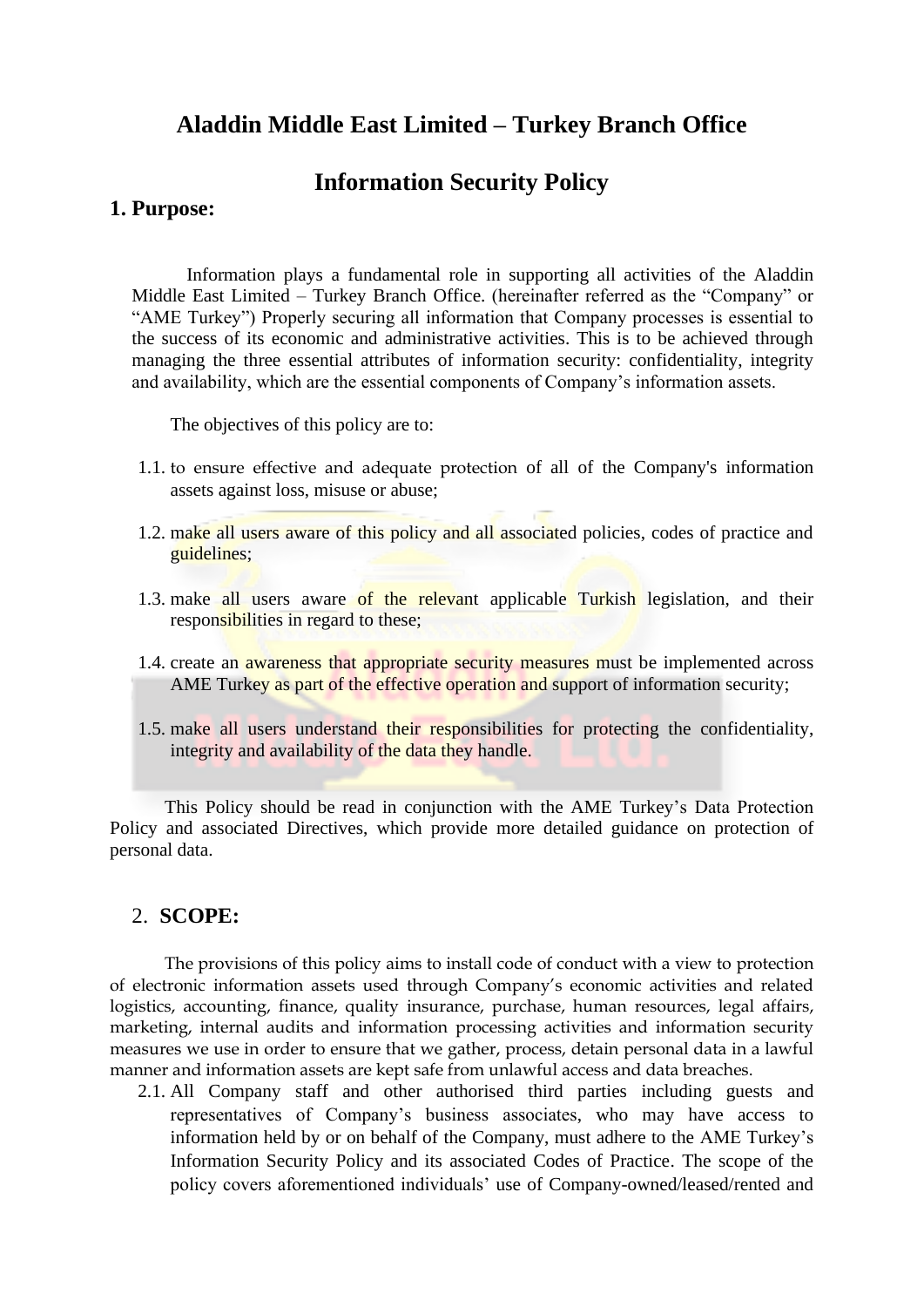# Aladdin Middle East Limited – Turkey Branch Office

# Information Security Policy

## 1. Purpose:

Information plays a fundamental role in supporting all activities of the Aladdin Middle East Limited – Turkey Branch Office. (hereinafter referred as the "Company" or "AME Turkey") Properly securing all information that Company processes is essential to the success of its economic and administrative activities. This is to be achieved through managing the three essential attributes of information security: confidentiality, integrity and availability, which are the essential components of Company's information assets.

The objectives of this policy are to:

1.1. to ensure effective and adequate protection of all of the Company's information assets against loss, misuse or abuse;

1.2. make all users aware of this policy and all associated policies, codes of practice and guidelines;

1.3. make all users aware of the relevant applicable Turkish legislation, and their responsibilities in regard to these;

1.4. create an awareness that appropriate security measures must be implemented across AME Turkey as part of the effective operation and support of information security;

1.5. make all users understand their responsibilities for protecting the confidentiality, integrity and availability of the data they handle.

This Policy should be read in conjunction with the AME Turkey's Data Protection Policy and associated Directives, which provide more detailed guidance on protection of personal data.

## 2. SCOPE:

The provisions of this policy aims to install code of conduct with a view to protection of electronic information assets used through Company's economic activities and related logistics, accounting, finance, quality insurance, purchase, human resources, legal affairs, marketing, internal audits and information processing activities and information security measures we use in order to ensure that we gather, process, detain personal data in a lawful manner and information assets are kept safe from unlawful access and data breaches.

2.1. All Company staff and other authorised third parties including guests and representatives of Company's business associates, who may have access to information held by or on behalf of the Company, must adhere to the AME Turkey's Information Security Policy and its associated Codes of Practice. The scope of the policy covers aforementioned individuals' use of Company-owned/leased/rented and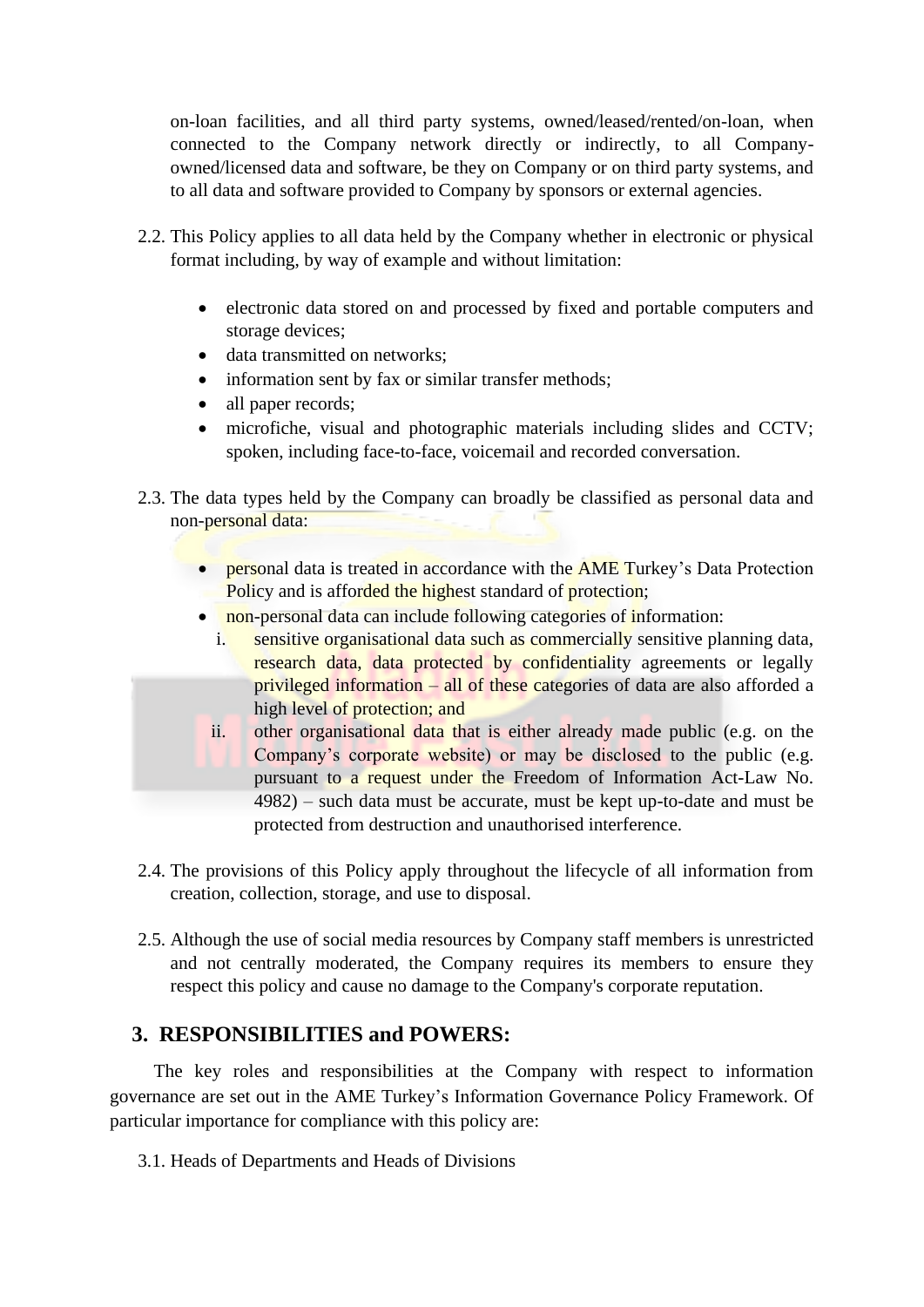on-loan facilities, and all third party systems, owned/leased/rented/on-loan, when connected to the Company network directly or indirectly, to all Company-owned/licensed data and software, be they on Company or on third party systems, and to all data and software provided to Company by sponsors or external agencies.

2.2. This Policy applies to all data held by the Company whether in electronic or physical format including, by way of example and without limitation:

- electronic data stored on and processed by fixed and portable computers and storage devices;
- data transmitted on networks;
- information sent by fax or similar transfer methods;
- all paper records;
- microfiche, visual and photographic materials including slides and CCTV; spoken, including face-to-face, voicemail and recorded conversation.

2.3. The data types held by the Company can broadly be classified as personal data and non-personal data:

- personal data is treated in accordance with the AME Turkey's Data Protection Policy and is afforded the highest standard of protection;
- non-personal data can include following categories of information:
  i. sensitive organisational data such as commercially sensitive planning data, research data, data protected by confidentiality agreements or legally privileged information – all of these categories of data are also afforded a high level of protection; and
  ii. other organisational data that is either already made public (e.g. on the Company's corporate website) or may be disclosed to the public (e.g. pursuant to a request under the Freedom of Information Act-Law No. 4982) – such data must be accurate, must be kept up-to-date and must be protected from destruction and unauthorised interference.

2.4. The provisions of this Policy apply throughout the lifecycle of all information from creation, collection, storage, and use to disposal.

2.5. Although the use of social media resources by Company staff members is unrestricted and not centrally moderated, the Company requires its members to ensure they respect this policy and cause no damage to the Company's corporate reputation.

## 3. RESPONSIBILITIES and POWERS:

The key roles and responsibilities at the Company with respect to information governance are set out in the AME Turkey's Information Governance Policy Framework. Of particular importance for compliance with this policy are:

3.1. Heads of Departments and Heads of Divisions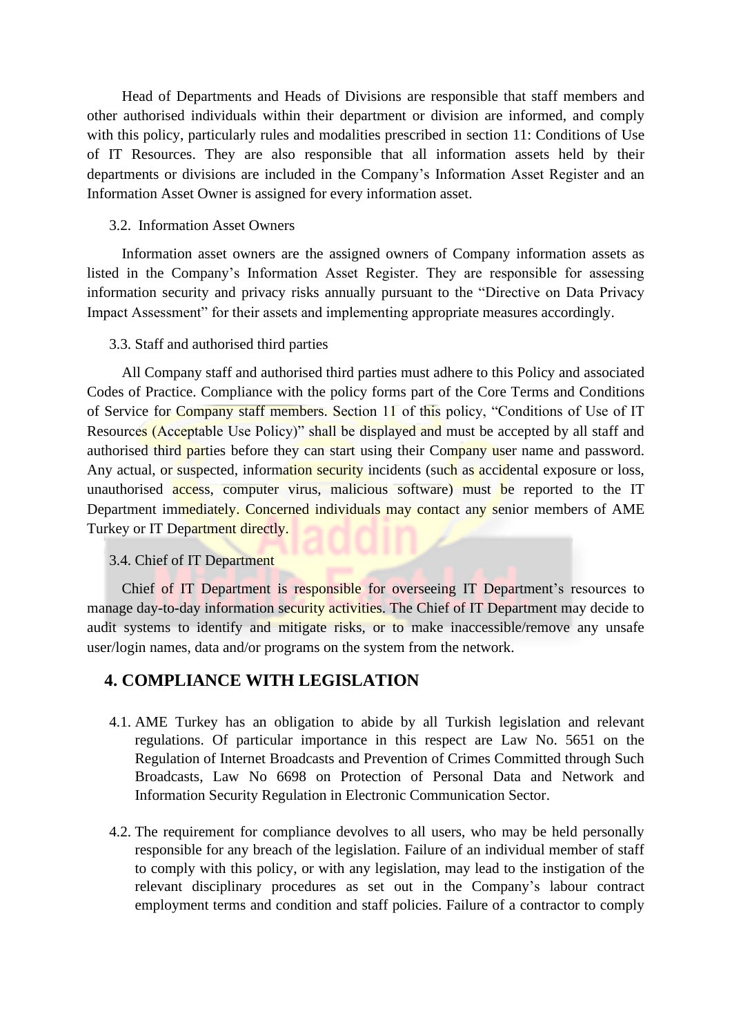Head of Departments and Heads of Divisions are responsible that staff members and other authorised individuals within their department or division are informed, and comply with this policy, particularly rules and modalities prescribed in section 11: Conditions of Use of IT Resources. They are also responsible that all information assets held by their departments or divisions are included in the Company's Information Asset Register and an Information Asset Owner is assigned for every information asset.

### 3.2. Information Asset Owners

Information asset owners are the assigned owners of Company information assets as listed in the Company's Information Asset Register. They are responsible for assessing information security and privacy risks annually pursuant to the "Directive on Data Privacy Impact Assessment" for their assets and implementing appropriate measures accordingly.

### 3.3. Staff and authorised third parties

All Company staff and authorised third parties must adhere to this Policy and associated Codes of Practice. Compliance with the policy forms part of the Core Terms and Conditions of Service for Company staff members. Section 11 of this policy, "Conditions of Use of IT Resources (Acceptable Use Policy)" shall be displayed and must be accepted by all staff and authorised third parties before they can start using their Company user name and password. Any actual, or suspected, information security incidents (such as accidental exposure or loss, unauthorised access, computer virus, malicious software) must be reported to the IT Department immediately. Concerned individuals may contact any senior members of AME Turkey or IT Department directly.

### 3.4. Chief of IT Department

Chief of IT Department is responsible for overseeing IT Department's resources to manage day-to-day information security activities. The Chief of IT Department may decide to audit systems to identify and mitigate risks, or to make inaccessible/remove any unsafe user/login names, data and/or programs on the system from the network.

## 4. COMPLIANCE WITH LEGISLATION

4.1. AME Turkey has an obligation to abide by all Turkish legislation and relevant regulations. Of particular importance in this respect are Law No. 5651 on the Regulation of Internet Broadcasts and Prevention of Crimes Committed through Such Broadcasts, Law No 6698 on Protection of Personal Data and Network and Information Security Regulation in Electronic Communication Sector.

4.2. The requirement for compliance devolves to all users, who may be held personally responsible for any breach of the legislation. Failure of an individual member of staff to comply with this policy, or with any legislation, may lead to the instigation of the relevant disciplinary procedures as set out in the Company's labour contract employment terms and condition and staff policies. Failure of a contractor to comply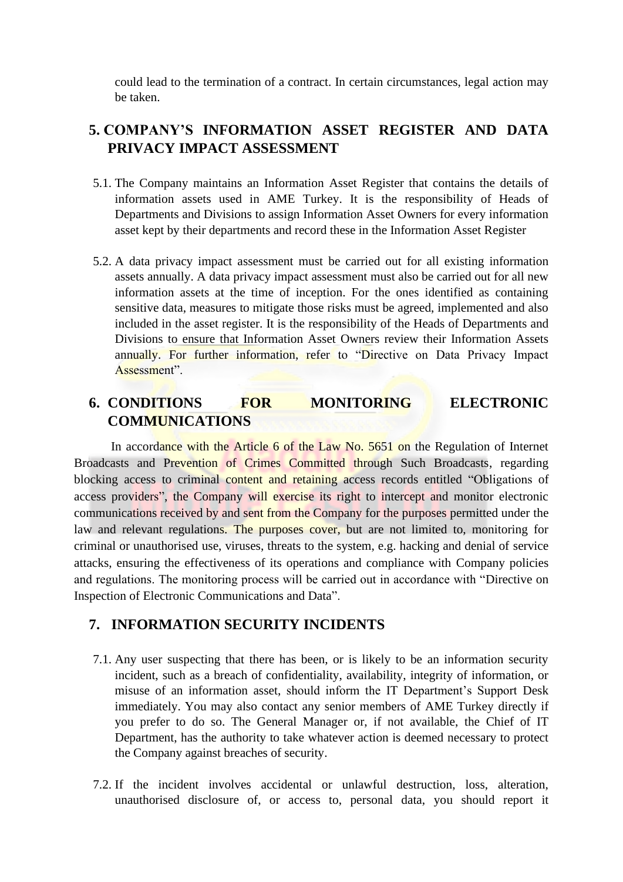could lead to the termination of a contract. In certain circumstances, legal action may be taken.

## 5. COMPANY'S INFORMATION ASSET REGISTER AND DATA PRIVACY IMPACT ASSESSMENT

5.1. The Company maintains an Information Asset Register that contains the details of information assets used in AME Turkey. It is the responsibility of Heads of Departments and Divisions to assign Information Asset Owners for every information asset kept by their departments and record these in the Information Asset Register

5.2. A data privacy impact assessment must be carried out for all existing information assets annually. A data privacy impact assessment must also be carried out for all new information assets at the time of inception. For the ones identified as containing sensitive data, measures to mitigate those risks must be agreed, implemented and also included in the asset register. It is the responsibility of the Heads of Departments and Divisions to ensure that Information Asset Owners review their Information Assets annually. For further information, refer to "Directive on Data Privacy Impact Assessment".

## 6. CONDITIONS FOR MONITORING ELECTRONIC COMMUNICATIONS

In accordance with the Article 6 of the Law No. 5651 on the Regulation of Internet Broadcasts and Prevention of Crimes Committed through Such Broadcasts, regarding blocking access to criminal content and retaining access records entitled "Obligations of access providers", the Company will exercise its right to intercept and monitor electronic communications received by and sent from the Company for the purposes permitted under the law and relevant regulations. The purposes cover, but are not limited to, monitoring for criminal or unauthorised use, viruses, threats to the system, e.g. hacking and denial of service attacks, ensuring the effectiveness of its operations and compliance with Company policies and regulations. The monitoring process will be carried out in accordance with "Directive on Inspection of Electronic Communications and Data".

## 7. INFORMATION SECURITY INCIDENTS

7.1. Any user suspecting that there has been, or is likely to be an information security incident, such as a breach of confidentiality, availability, integrity of information, or misuse of an information asset, should inform the IT Department's Support Desk immediately. You may also contact any senior members of AME Turkey directly if you prefer to do so. The General Manager or, if not available, the Chief of IT Department, has the authority to take whatever action is deemed necessary to protect the Company against breaches of security.

7.2. If the incident involves accidental or unlawful destruction, loss, alteration, unauthorised disclosure of, or access to, personal data, you should report it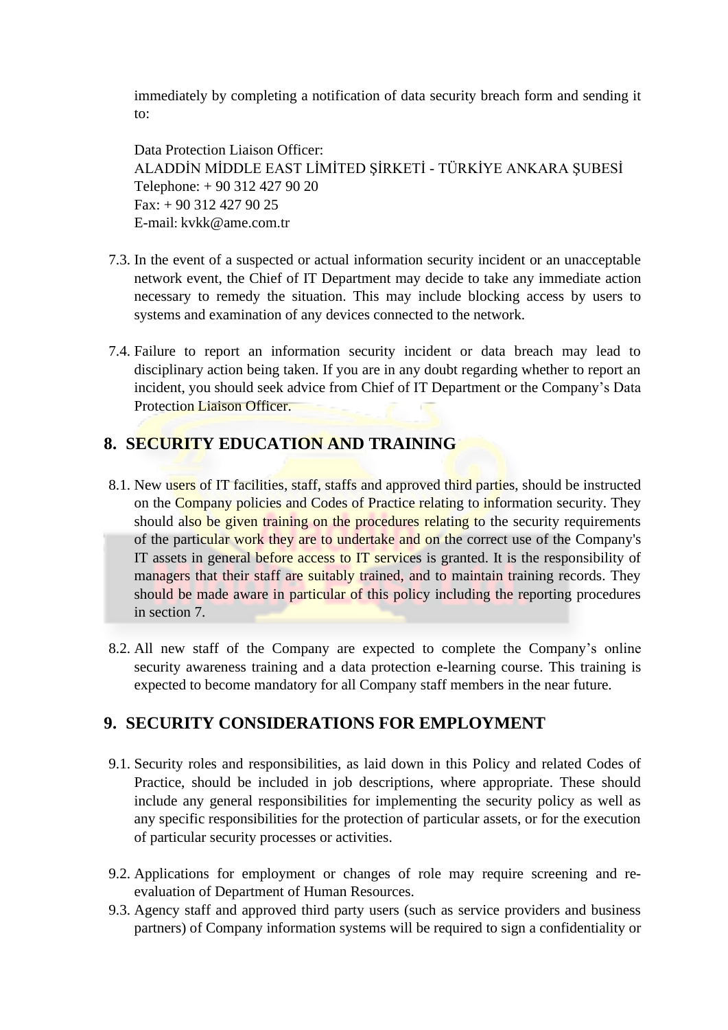immediately by completing a notification of data security breach form and sending it to:

Data Protection Liaison Officer:
ALADDİN MİDDLE EAST LİMİTED ŞİRKETİ - TÜRKİYE ANKARA ŞUBESİ
Telephone: + 90 312 427 90 20
Fax: + 90 312 427 90 25
E-mail: kvkk@ame.com.tr

7.3. In the event of a suspected or actual information security incident or an unacceptable network event, the Chief of IT Department may decide to take any immediate action necessary to remedy the situation. This may include blocking access by users to systems and examination of any devices connected to the network.

7.4. Failure to report an information security incident or data breach may lead to disciplinary action being taken. If you are in any doubt regarding whether to report an incident, you should seek advice from Chief of IT Department or the Company's Data Protection Liaison Officer.

## 8. SECURITY EDUCATION AND TRAINING

8.1. New users of IT facilities, staff, staffs and approved third parties, should be instructed on the Company policies and Codes of Practice relating to information security. They should also be given training on the procedures relating to the security requirements of the particular work they are to undertake and on the correct use of the Company's IT assets in general before access to IT services is granted. It is the responsibility of managers that their staff are suitably trained, and to maintain training records. They should be made aware in particular of this policy including the reporting procedures in section 7.

8.2. All new staff of the Company are expected to complete the Company's online security awareness training and a data protection e-learning course. This training is expected to become mandatory for all Company staff members in the near future.

## 9. SECURITY CONSIDERATIONS FOR EMPLOYMENT

9.1. Security roles and responsibilities, as laid down in this Policy and related Codes of Practice, should be included in job descriptions, where appropriate. These should include any general responsibilities for implementing the security policy as well as any specific responsibilities for the protection of particular assets, or for the execution of particular security processes or activities.

9.2. Applications for employment or changes of role may require screening and re-evaluation of Department of Human Resources.

9.3. Agency staff and approved third party users (such as service providers and business partners) of Company information systems will be required to sign a confidentiality or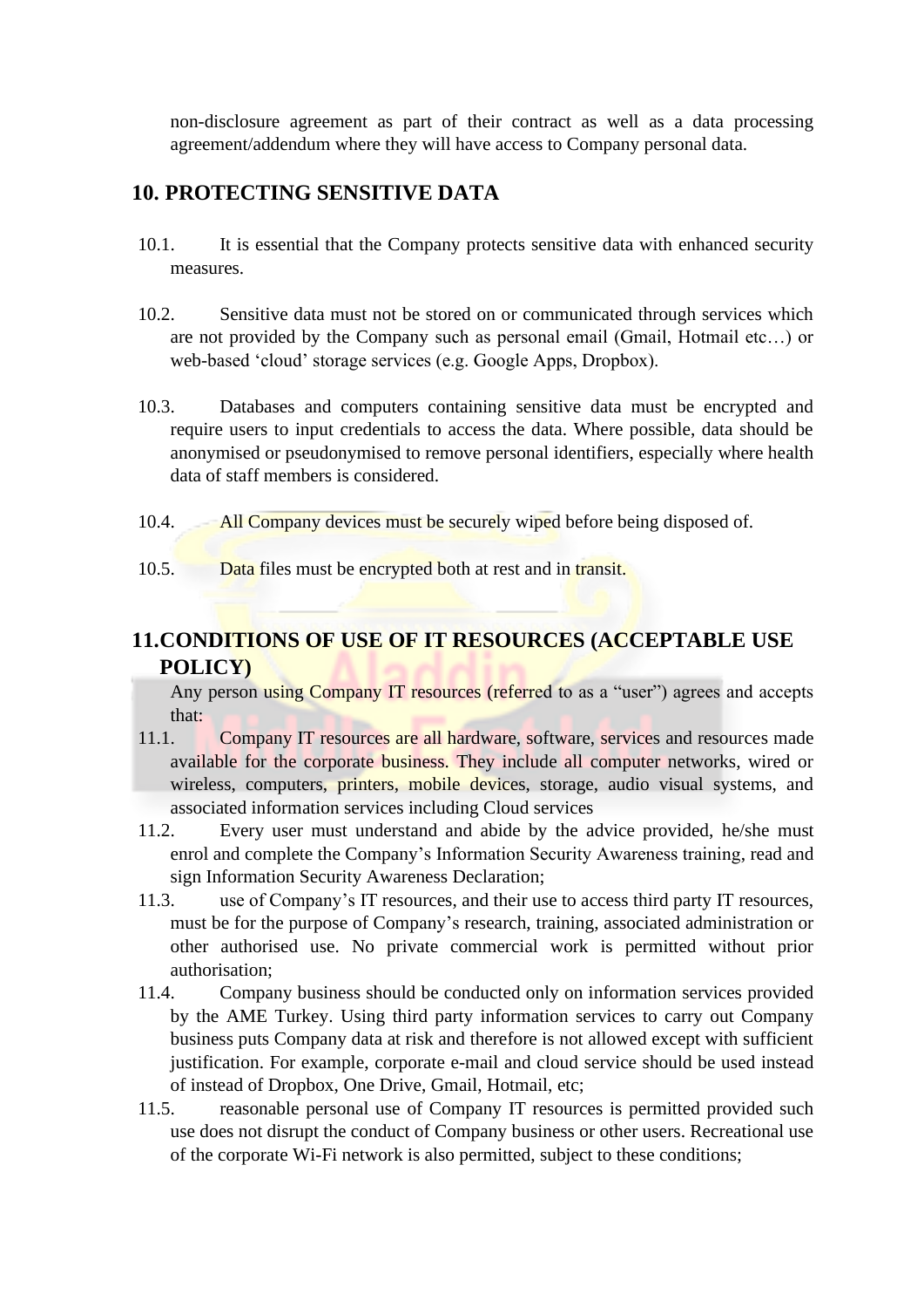non-disclosure agreement as part of their contract as well as a data processing agreement/addendum where they will have access to Company personal data.

## 10. PROTECTING SENSITIVE DATA

10.1. It is essential that the Company protects sensitive data with enhanced security measures.

10.2. Sensitive data must not be stored on or communicated through services which are not provided by the Company such as personal email (Gmail, Hotmail etc…) or web-based 'cloud' storage services (e.g. Google Apps, Dropbox).

10.3. Databases and computers containing sensitive data must be encrypted and require users to input credentials to access the data. Where possible, data should be anonymised or pseudonymised to remove personal identifiers, especially where health data of staff members is considered.

10.4. All Company devices must be securely wiped before being disposed of.

10.5. Data files must be encrypted both at rest and in transit.

## 11. CONDITIONS OF USE OF IT RESOURCES (ACCEPTABLE USE POLICY)

Any person using Company IT resources (referred to as a "user") agrees and accepts that:

11.1. Company IT resources are all hardware, software, services and resources made available for the corporate business. They include all computer networks, wired or wireless, computers, printers, mobile devices, storage, audio visual systems, and associated information services including Cloud services

11.2. Every user must understand and abide by the advice provided, he/she must enrol and complete the Company's Information Security Awareness training, read and sign Information Security Awareness Declaration;

11.3. use of Company's IT resources, and their use to access third party IT resources, must be for the purpose of Company's research, training, associated administration or other authorised use. No private commercial work is permitted without prior authorisation;

11.4. Company business should be conducted only on information services provided by the AME Turkey. Using third party information services to carry out Company business puts Company data at risk and therefore is not allowed except with sufficient justification. For example, corporate e-mail and cloud service should be used instead of instead of Dropbox, One Drive, Gmail, Hotmail, etc;

11.5. reasonable personal use of Company IT resources is permitted provided such use does not disrupt the conduct of Company business or other users. Recreational use of the corporate Wi-Fi network is also permitted, subject to these conditions;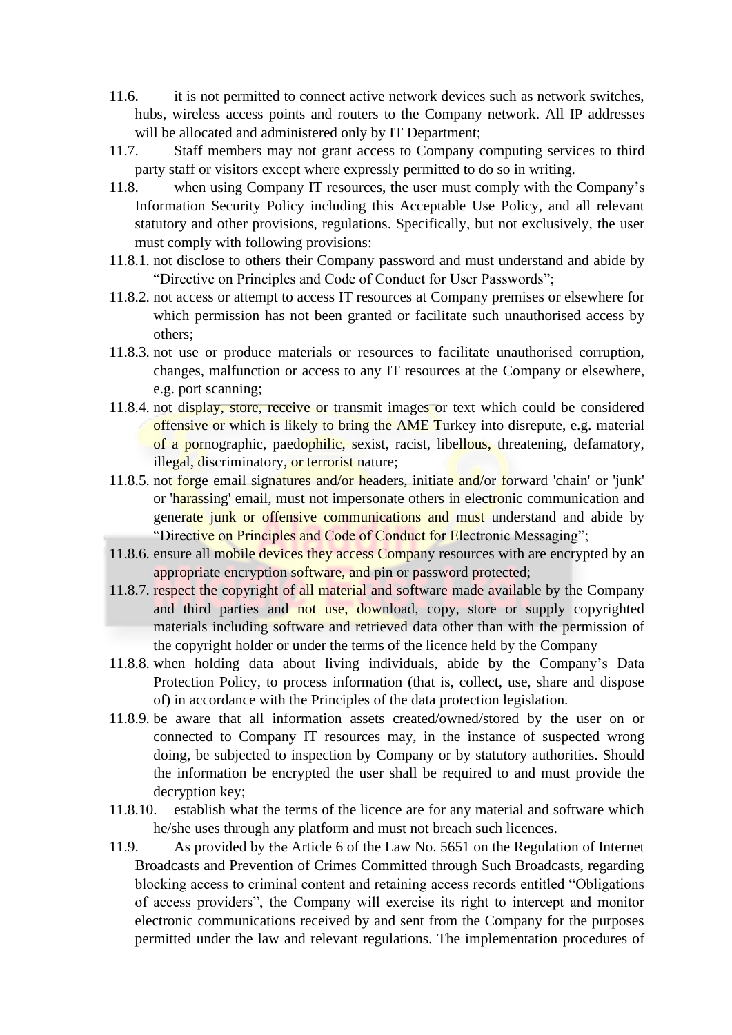11.6. it is not permitted to connect active network devices such as network switches, hubs, wireless access points and routers to the Company network. All IP addresses will be allocated and administered only by IT Department;

11.7. Staff members may not grant access to Company computing services to third party staff or visitors except where expressly permitted to do so in writing.

11.8. when using Company IT resources, the user must comply with the Company's Information Security Policy including this Acceptable Use Policy, and all relevant statutory and other provisions, regulations. Specifically, but not exclusively, the user must comply with following provisions:

11.8.1. not disclose to others their Company password and must understand and abide by "Directive on Principles and Code of Conduct for User Passwords";

11.8.2. not access or attempt to access IT resources at Company premises or elsewhere for which permission has not been granted or facilitate such unauthorised access by others;

11.8.3. not use or produce materials or resources to facilitate unauthorised corruption, changes, malfunction or access to any IT resources at the Company or elsewhere, e.g. port scanning;

11.8.4. not display, store, receive or transmit images or text which could be considered offensive or which is likely to bring the AME Turkey into disrepute, e.g. material of a pornographic, paedophilic, sexist, racist, libellous, threatening, defamatory, illegal, discriminatory, or terrorist nature;

11.8.5. not forge email signatures and/or headers, initiate and/or forward 'chain' or 'junk' or 'harassing' email, must not impersonate others in electronic communication and generate junk or offensive communications and must understand and abide by "Directive on Principles and Code of Conduct for Electronic Messaging";

11.8.6. ensure all mobile devices they access Company resources with are encrypted by an appropriate encryption software, and pin or password protected;

11.8.7. respect the copyright of all material and software made available by the Company and third parties and not use, download, copy, store or supply copyrighted materials including software and retrieved data other than with the permission of the copyright holder or under the terms of the licence held by the Company

11.8.8. when holding data about living individuals, abide by the Company's Data Protection Policy, to process information (that is, collect, use, share and dispose of) in accordance with the Principles of the data protection legislation.

11.8.9. be aware that all information assets created/owned/stored by the user on or connected to Company IT resources may, in the instance of suspected wrong doing, be subjected to inspection by Company or by statutory authorities. Should the information be encrypted the user shall be required to and must provide the decryption key;

11.8.10. establish what the terms of the licence are for any material and software which he/she uses through any platform and must not breach such licences.

11.9. As provided by the Article 6 of the Law No. 5651 on the Regulation of Internet Broadcasts and Prevention of Crimes Committed through Such Broadcasts, regarding blocking access to criminal content and retaining access records entitled "Obligations of access providers", the Company will exercise its right to intercept and monitor electronic communications received by and sent from the Company for the purposes permitted under the law and relevant regulations. The implementation procedures of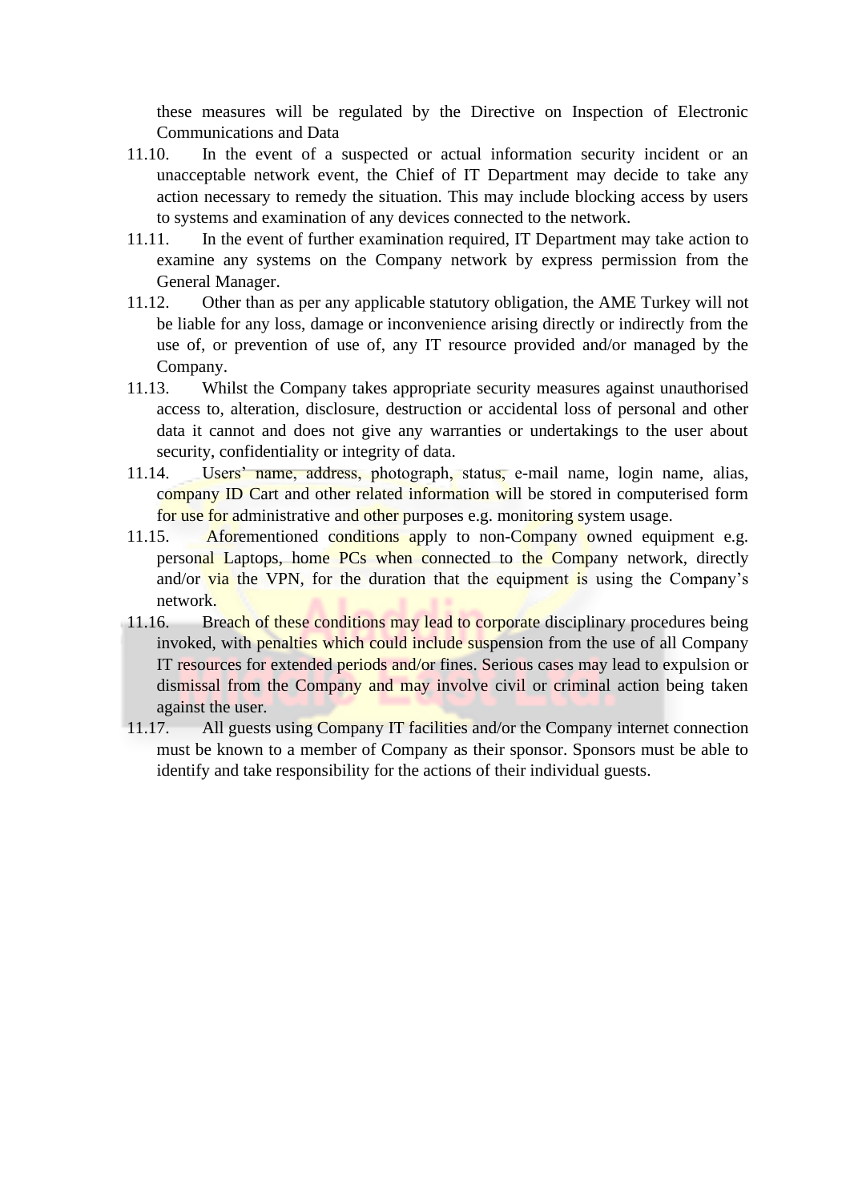these measures will be regulated by the Directive on Inspection of Electronic Communications and Data

11.10. In the event of a suspected or actual information security incident or an unacceptable network event, the Chief of IT Department may decide to take any action necessary to remedy the situation. This may include blocking access by users to systems and examination of any devices connected to the network.

11.11. In the event of further examination required, IT Department may take action to examine any systems on the Company network by express permission from the General Manager.

11.12. Other than as per any applicable statutory obligation, the AME Turkey will not be liable for any loss, damage or inconvenience arising directly or indirectly from the use of, or prevention of use of, any IT resource provided and/or managed by the Company.

11.13. Whilst the Company takes appropriate security measures against unauthorised access to, alteration, disclosure, destruction or accidental loss of personal and other data it cannot and does not give any warranties or undertakings to the user about security, confidentiality or integrity of data.

11.14. Users' name, address, photograph, status, e-mail name, login name, alias, company ID Cart and other related information will be stored in computerised form for use for administrative and other purposes e.g. monitoring system usage.

11.15. Aforementioned conditions apply to non-Company owned equipment e.g. personal Laptops, home PCs when connected to the Company network, directly and/or via the VPN, for the duration that the equipment is using the Company's network.

11.16. Breach of these conditions may lead to corporate disciplinary procedures being invoked, with penalties which could include suspension from the use of all Company IT resources for extended periods and/or fines. Serious cases may lead to expulsion or dismissal from the Company and may involve civil or criminal action being taken against the user.

11.17. All guests using Company IT facilities and/or the Company internet connection must be known to a member of Company as their sponsor. Sponsors must be able to identify and take responsibility for the actions of their individual guests.